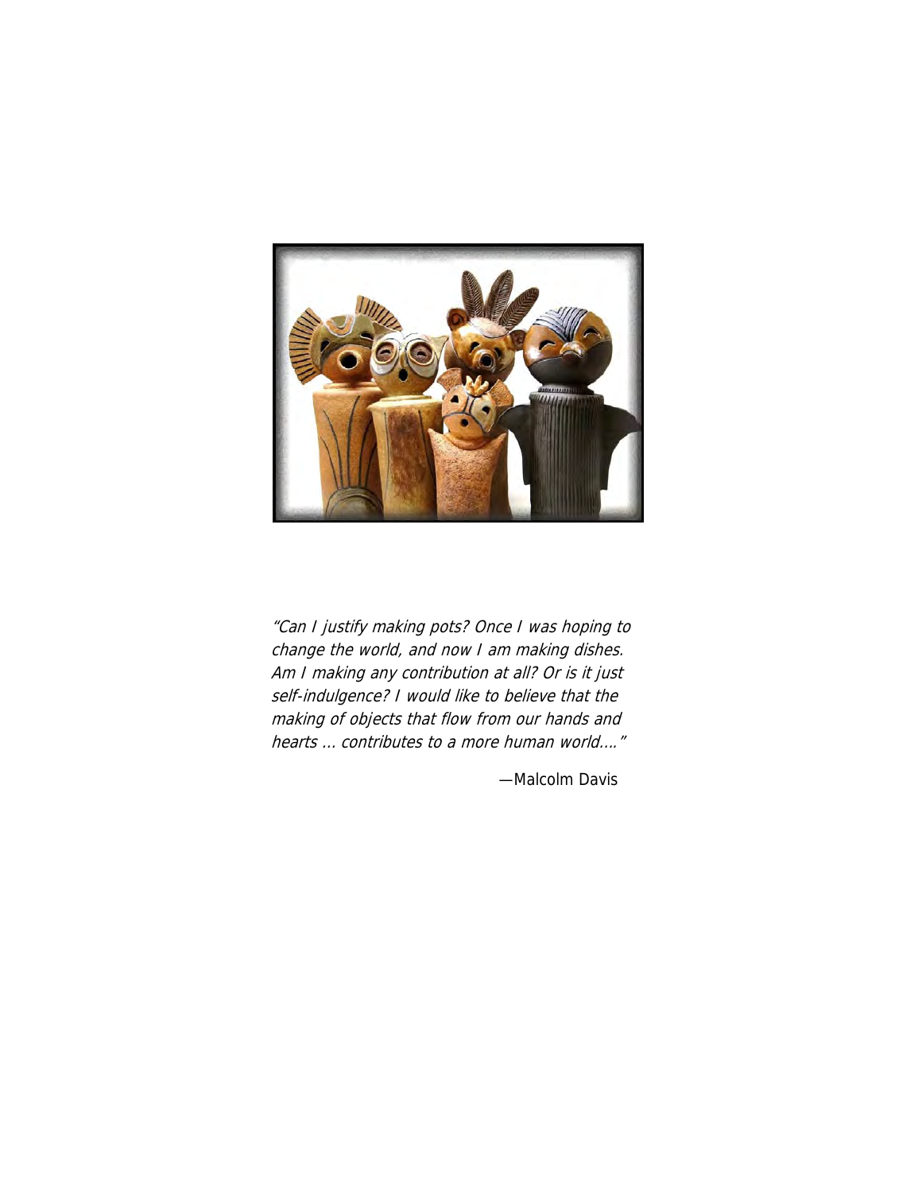*"Can I justify making pots? Once I was hoping to change the world, and now I am making dishes. Am I making any contribution at all? Or is it just self-indulgence? I would like to believe that the making of objects that flow from our hands and hearts ... contributes to a more human world...."*

—Malcolm Davis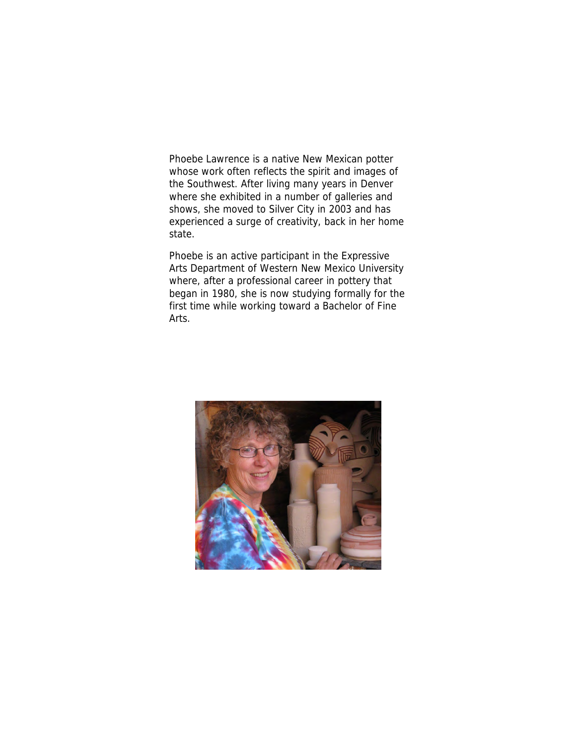Phoebe Lawrence is a native New Mexican potter whose work often reflects the spirit and images of the Southwest. After living many years in Denver where she exhibited in a number of galleries and shows, she moved to Silver City in 2003 and has experienced a surge of creativity, back in her home state.

Phoebe is an active participant in the Expressive Arts Department of Western New Mexico University where, after a professional career in pottery that began in 1980, she is now studying formally for the first time while working toward a Bachelor of Fine Arts.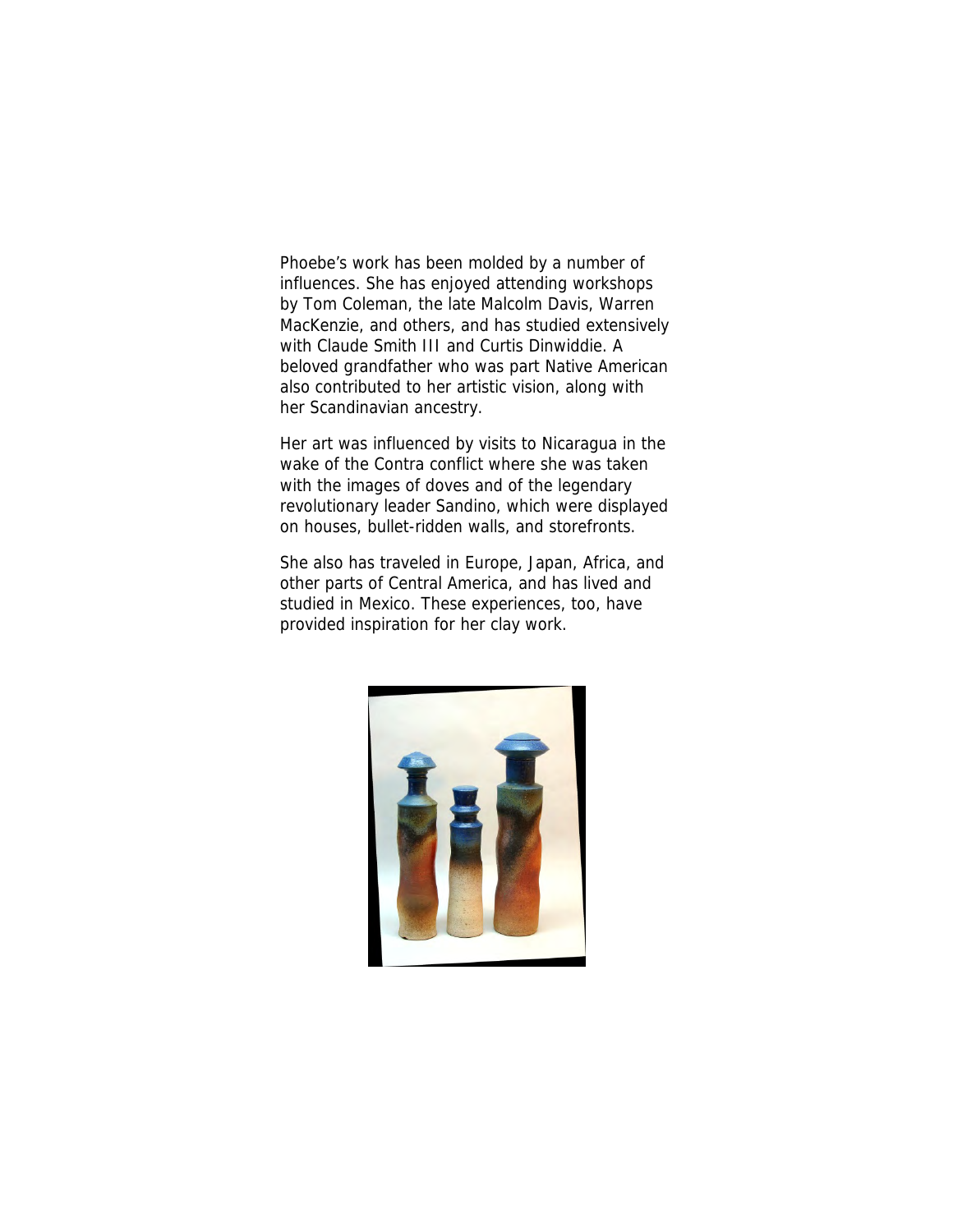Phoebe's work has been molded by a number of influences. She has enjoyed attending workshops by Tom Coleman, the late Malcolm Davis, Warren MacKenzie, and others, and has studied extensively with Claude Smith III and Curtis Dinwiddie. A beloved grandfather who was part Native American also contributed to her artistic vision, along with her Scandinavian ancestry.

Her art was influenced by visits to Nicaragua in the wake of the Contra conflict where she was taken with the images of doves and of the legendary revolutionary leader Sandino, which were displayed on houses, bullet-ridden walls, and storefronts.

She also has traveled in Europe, Japan, Africa, and other parts of Central America, and has lived and studied in Mexico. These experiences, too, have provided inspiration for her clay work.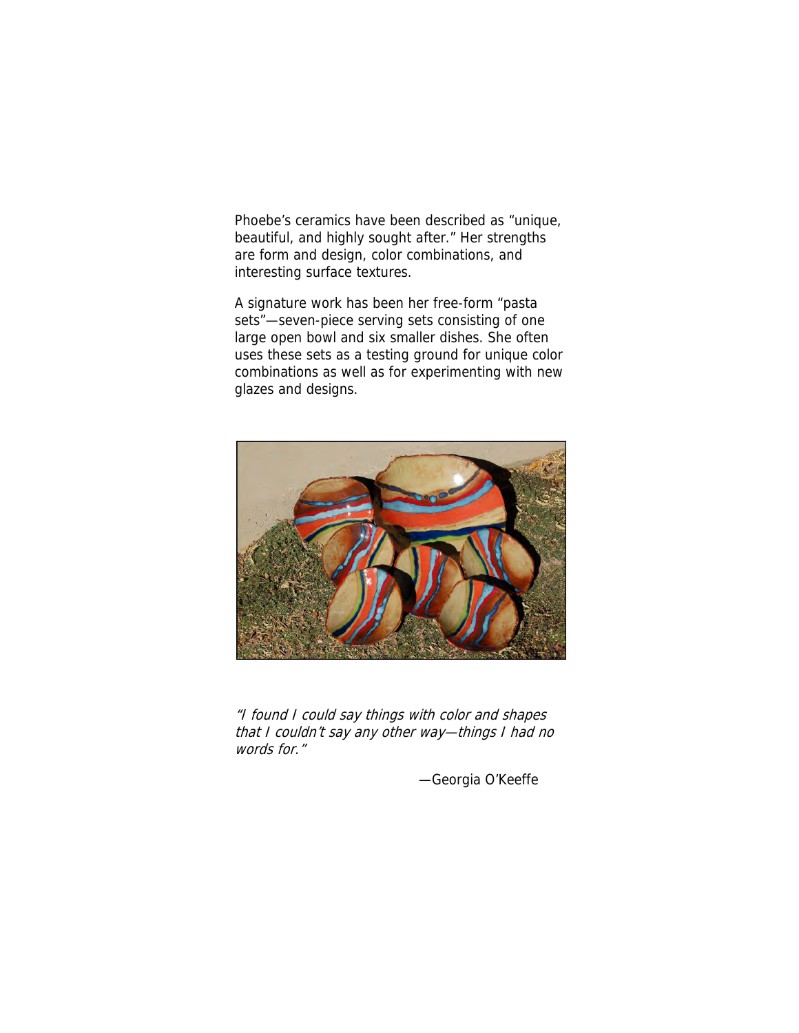Phoebe's ceramics have been described as "unique, beautiful, and highly sought after." Her strengths are form and design, color combinations, and interesting surface textures.

A signature work has been her free-form "pasta sets"—seven-piece serving sets consisting of one large open bowl and six smaller dishes. She often uses these sets as a testing ground for unique color combinations as well as for experimenting with new glazes and designs.

*"I found I could say things with color and shapes that I couldn't say any other way—things I had no words for."*

—Georgia O'Keeffe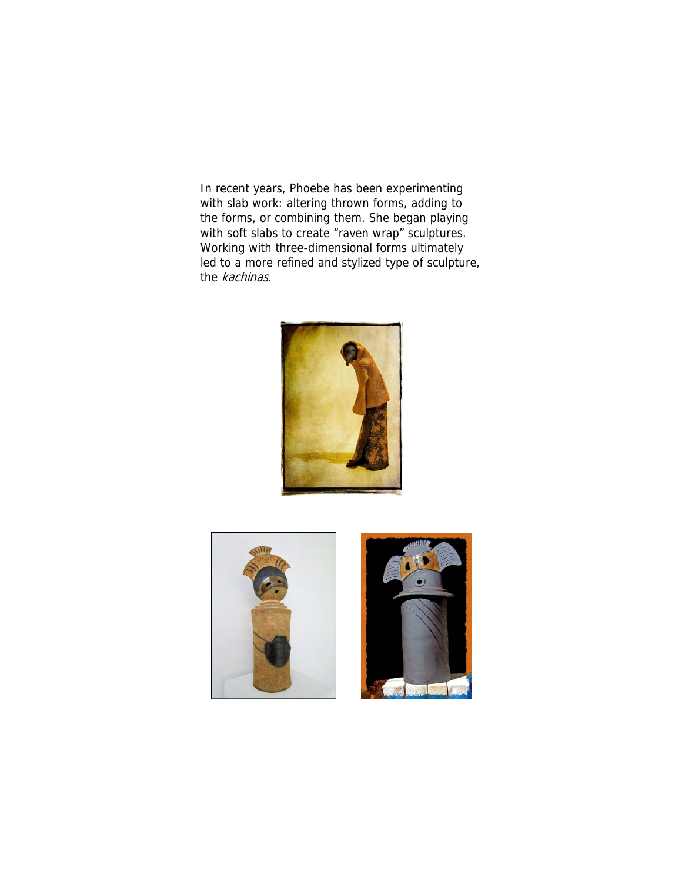In recent years, Phoebe has been experimenting with slab work: altering thrown forms, adding to the forms, or combining them. She began playing with soft slabs to create "raven wrap" sculptures. Working with three-dimensional forms ultimately led to a more refined and stylized type of sculpture, the *kachinas*.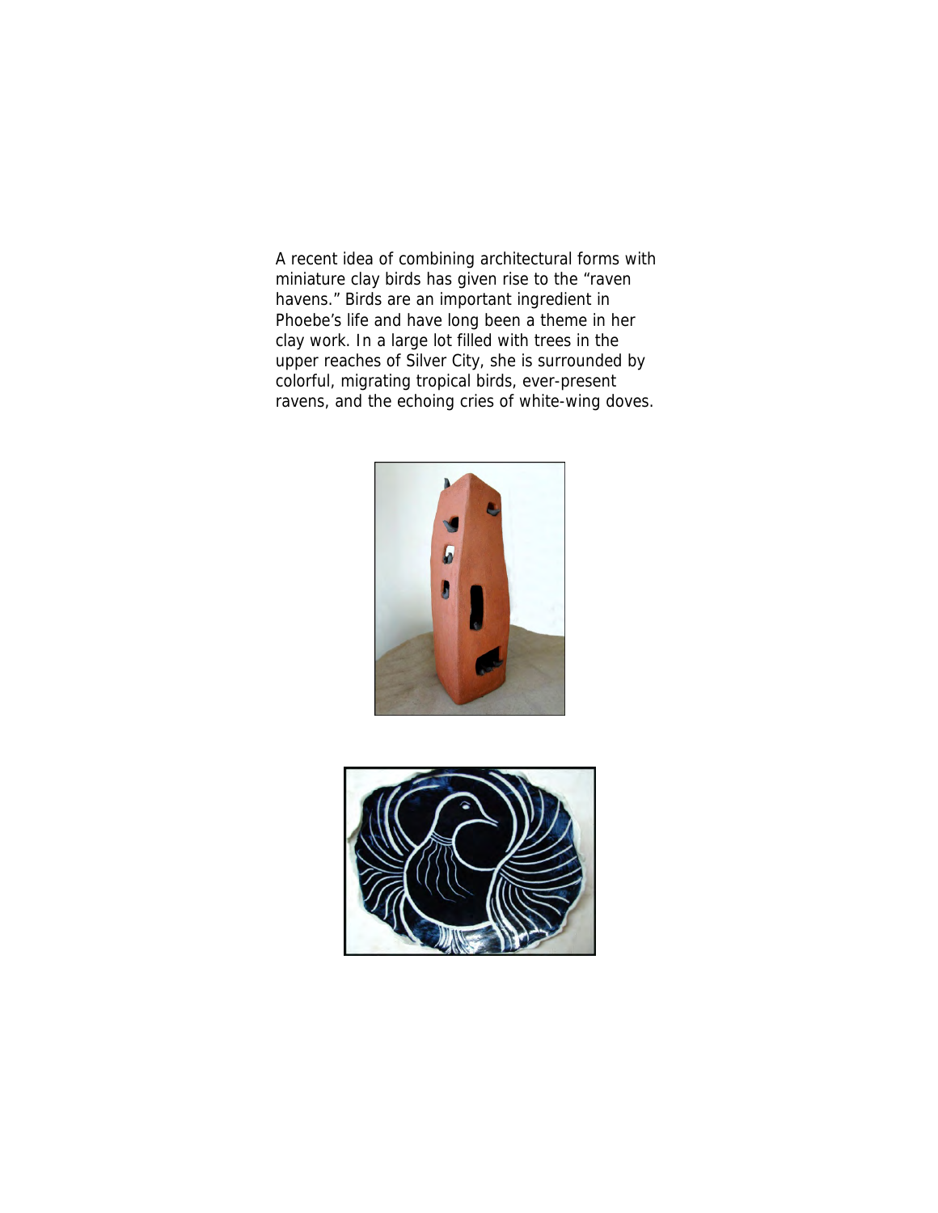A recent idea of combining architectural forms with miniature clay birds has given rise to the "raven havens." Birds are an important ingredient in Phoebe's life and have long been a theme in her clay work. In a large lot filled with trees in the upper reaches of Silver City, she is surrounded by colorful, migrating tropical birds, ever-present ravens, and the echoing cries of white-wing doves.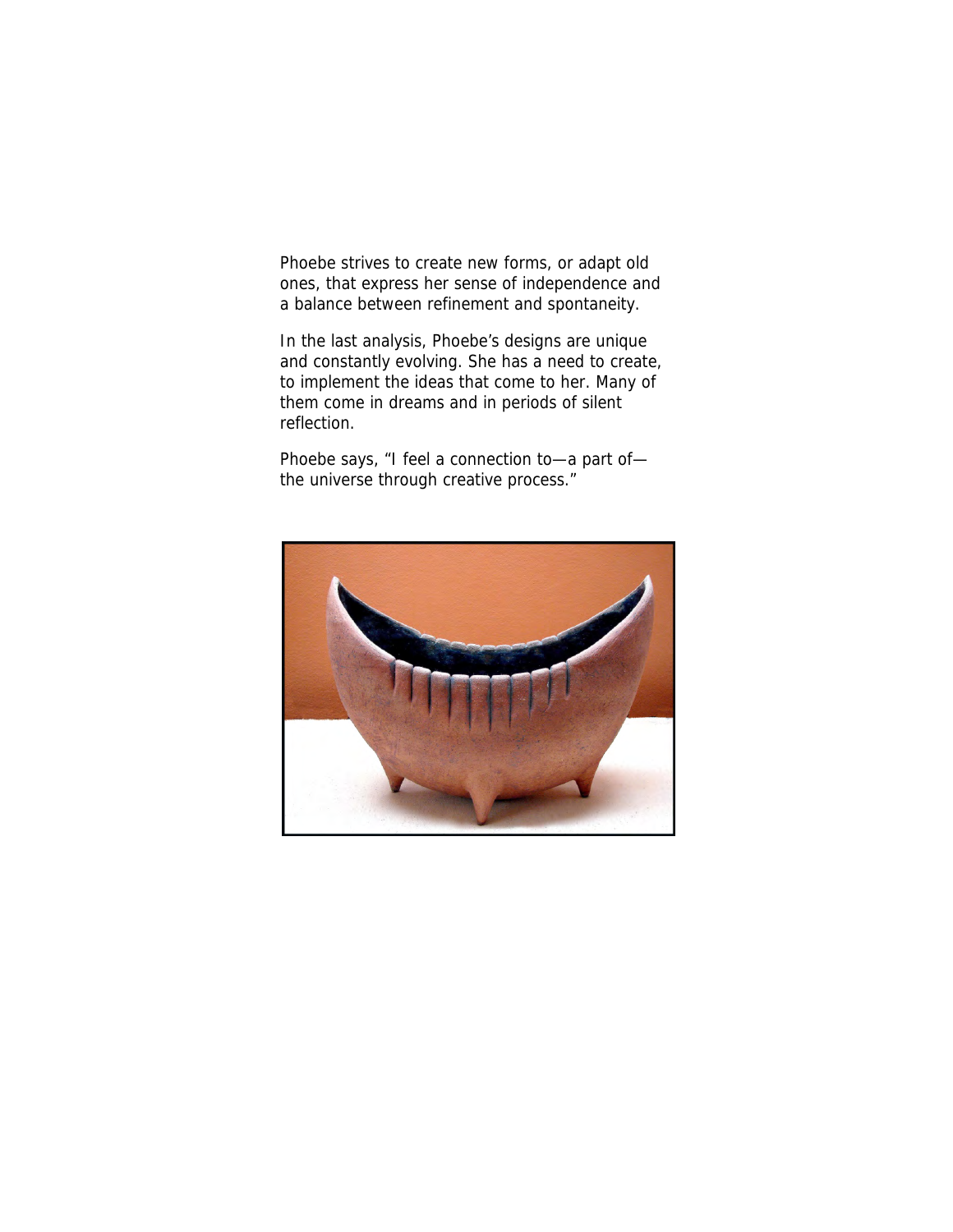Phoebe strives to create new forms, or adapt old ones, that express her sense of independence and a balance between refinement and spontaneity.

In the last analysis, Phoebe's designs are unique and constantly evolving. She has a need to create, to implement the ideas that come to her. Many of them come in dreams and in periods of silent reflection.

Phoebe says, "I feel a connection to—a part of—the universe through creative process."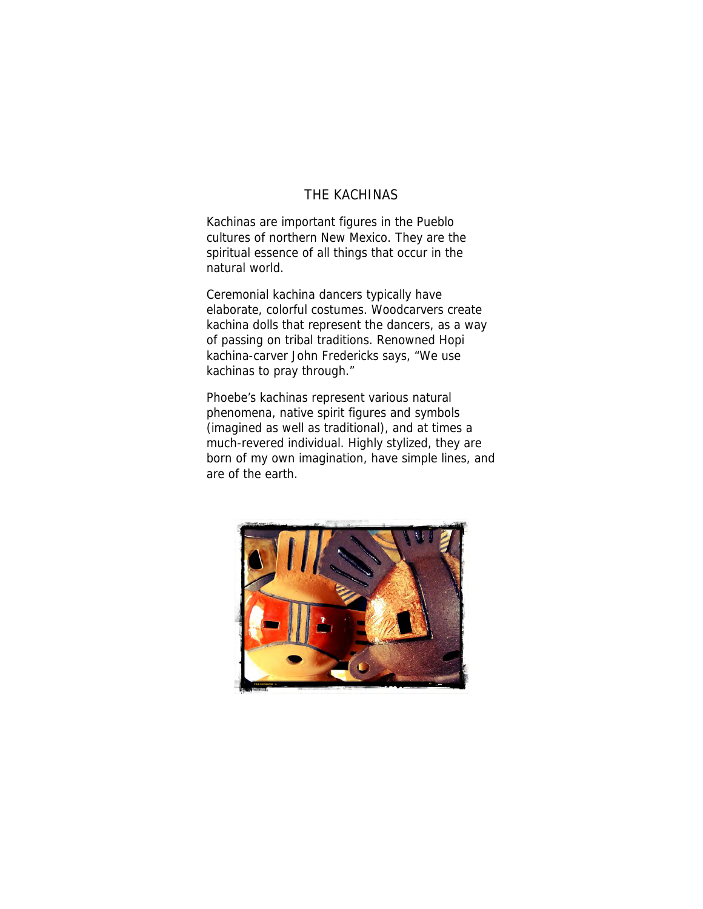## THE KACHINAS

Kachinas are important figures in the Pueblo cultures of northern New Mexico. They are the spiritual essence of all things that occur in the natural world.

Ceremonial kachina dancers typically have elaborate, colorful costumes. Woodcarvers create kachina dolls that represent the dancers, as a way of passing on tribal traditions. Renowned Hopi kachina-carver John Fredericks says, "We use kachinas to pray through."

Phoebe's kachinas represent various natural phenomena, native spirit figures and symbols (imagined as well as traditional), and at times a much-revered individual. Highly stylized, they are born of my own imagination, have simple lines, and are of the earth.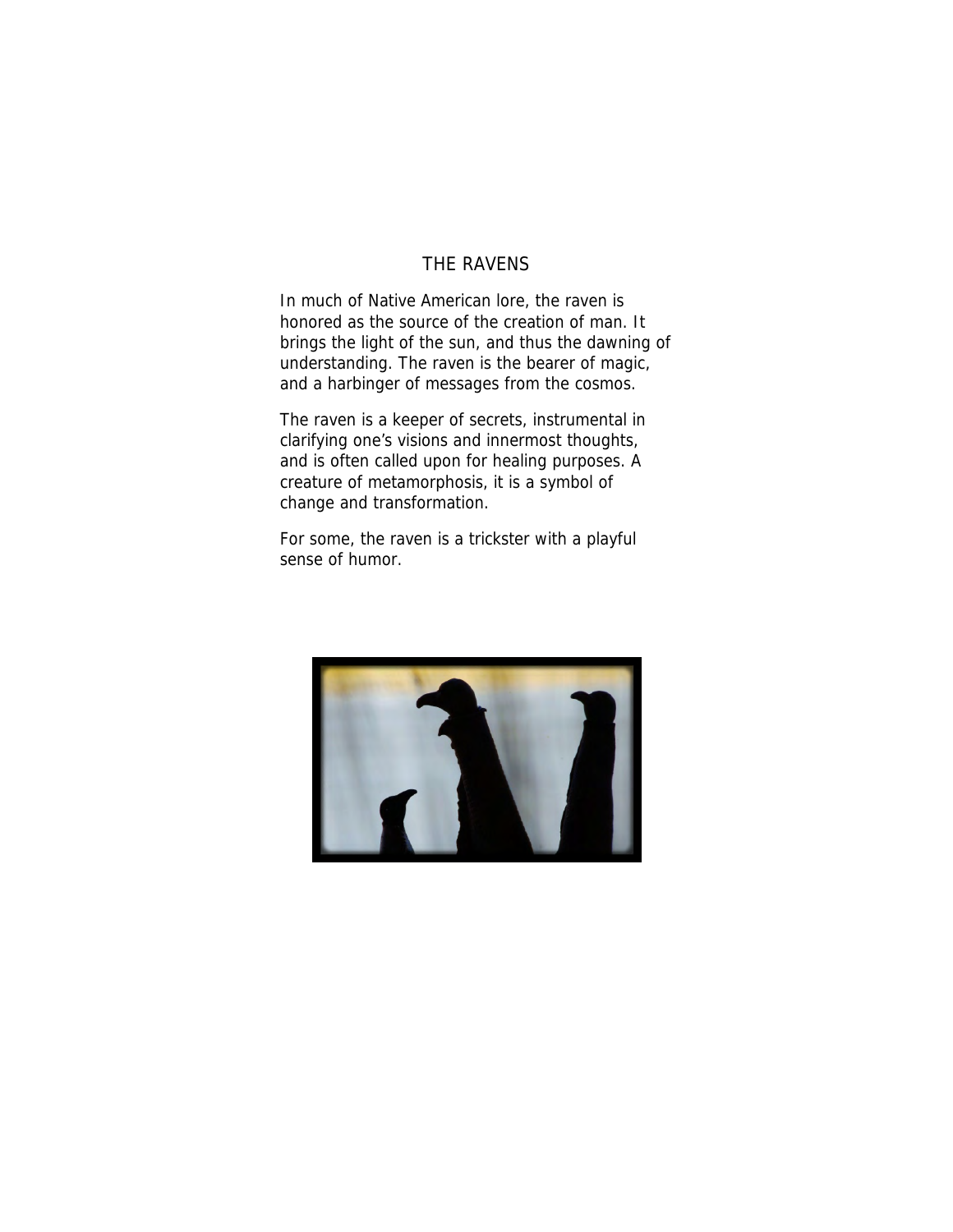# THE RAVENS

In much of Native American lore, the raven is honored as the source of the creation of man. It brings the light of the sun, and thus the dawning of understanding. The raven is the bearer of magic, and a harbinger of messages from the cosmos.

The raven is a keeper of secrets, instrumental in clarifying one's visions and innermost thoughts, and is often called upon for healing purposes. A creature of metamorphosis, it is a symbol of change and transformation.

For some, the raven is a trickster with a playful sense of humor.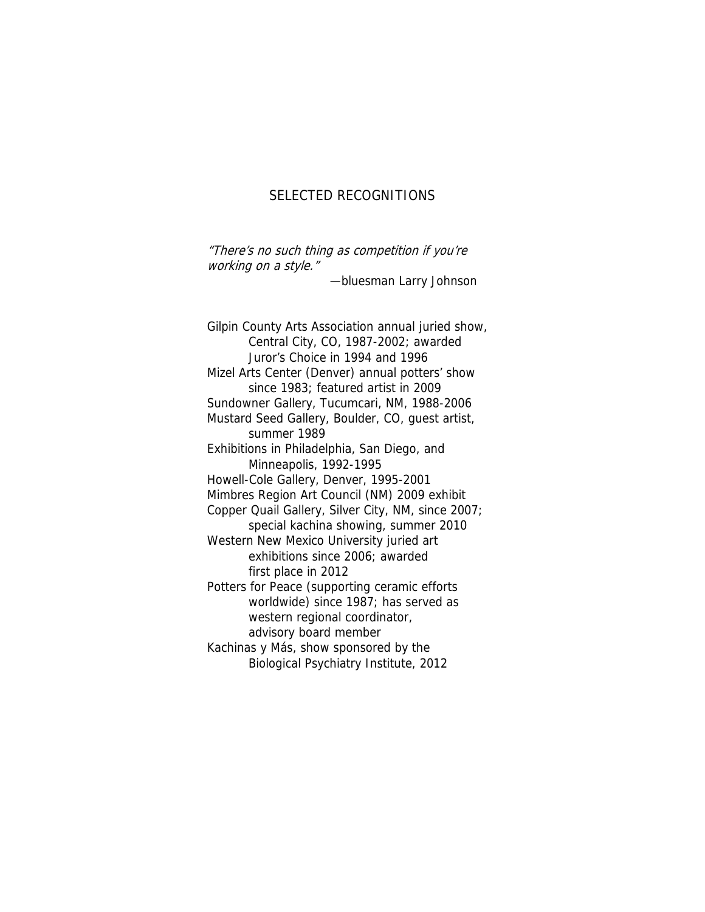## SELECTED RECOGNITIONS

*"There's no such thing as competition if you're working on a style."*

—bluesman Larry Johnson

Gilpin County Arts Association annual juried show, Central City, CO, 1987-2002; awarded Juror's Choice in 1994 and 1996

Mizel Arts Center (Denver) annual potters' show since 1983; featured artist in 2009

Sundowner Gallery, Tucumcari, NM, 1988-2006

Mustard Seed Gallery, Boulder, CO, guest artist, summer 1989

Exhibitions in Philadelphia, San Diego, and Minneapolis, 1992-1995

Howell-Cole Gallery, Denver, 1995-2001

Mimbres Region Art Council (NM) 2009 exhibit

Copper Quail Gallery, Silver City, NM, since 2007; special kachina showing, summer 2010

Western New Mexico University juried art exhibitions since 2006; awarded first place in 2012

Potters for Peace (supporting ceramic efforts worldwide) since 1987; has served as western regional coordinator, advisory board member

Kachinas y Más, show sponsored by the Biological Psychiatry Institute, 2012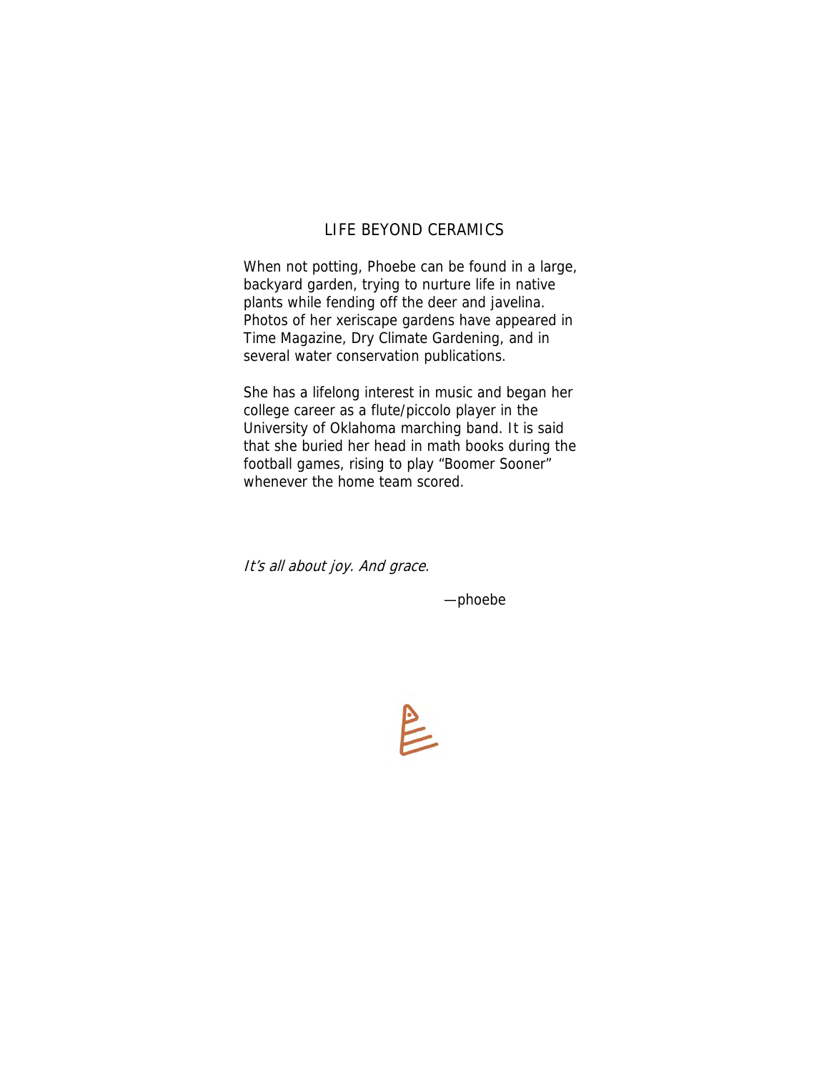## LIFE BEYOND CERAMICS

When not potting, Phoebe can be found in a large, backyard garden, trying to nurture life in native plants while fending off the deer and javelina. Photos of her xeriscape gardens have appeared in Time Magazine, Dry Climate Gardening, and in several water conservation publications.

She has a lifelong interest in music and began her college career as a flute/piccolo player in the University of Oklahoma marching band. It is said that she buried her head in math books during the football games, rising to play “Boomer Sooner” whenever the home team scored.

*It’s all about joy. And grace.*

—phoebe